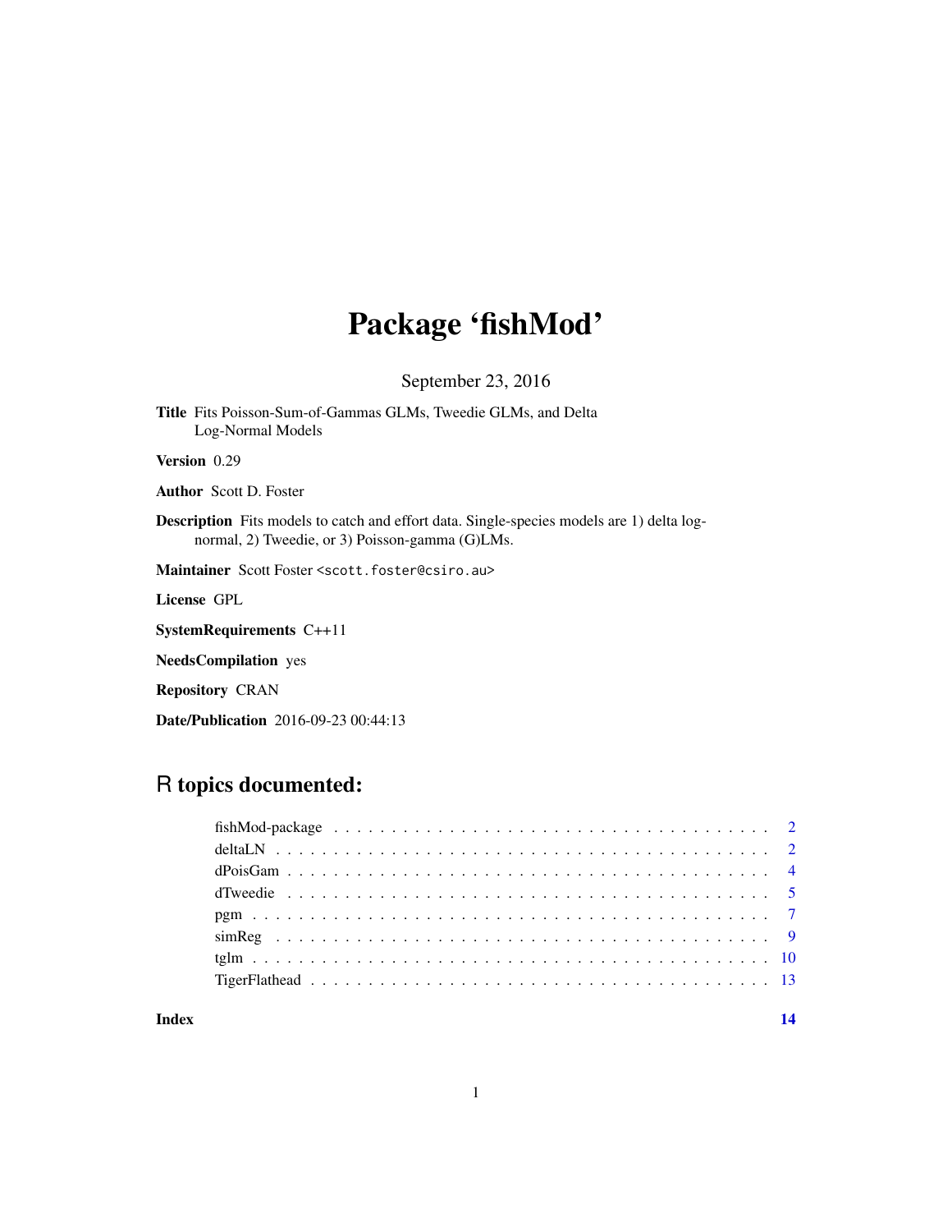# Package 'fishMod'

September 23, 2016

**Title** Fits Poisson-Sum-of-Gammas GLMs, Tweedie GLMs, and Delta Log-Normal Models

**Version** 0.29

**Author** Scott D. Foster

**Description** Fits models to catch and effort data. Single-species models are 1) delta log-normal, 2) Tweedie, or 3) Poisson-gamma (G)LMs.

**Maintainer** Scott Foster <scott.foster@csiro.au>

**License** GPL

**SystemRequirements** C++11

**NeedsCompilation** yes

**Repository** CRAN

**Date/Publication** 2016-09-23 00:44:13

## R topics documented:

| | |
|---|---|
| fishMod-package | 2 |
| deltaLN | 2 |
| dPoisGam | 4 |
| dTweedie | 5 |
| pgm | 7 |
| simReg | 9 |
| tglm | 10 |
| TigerFlathead | 13 |

**Index** 14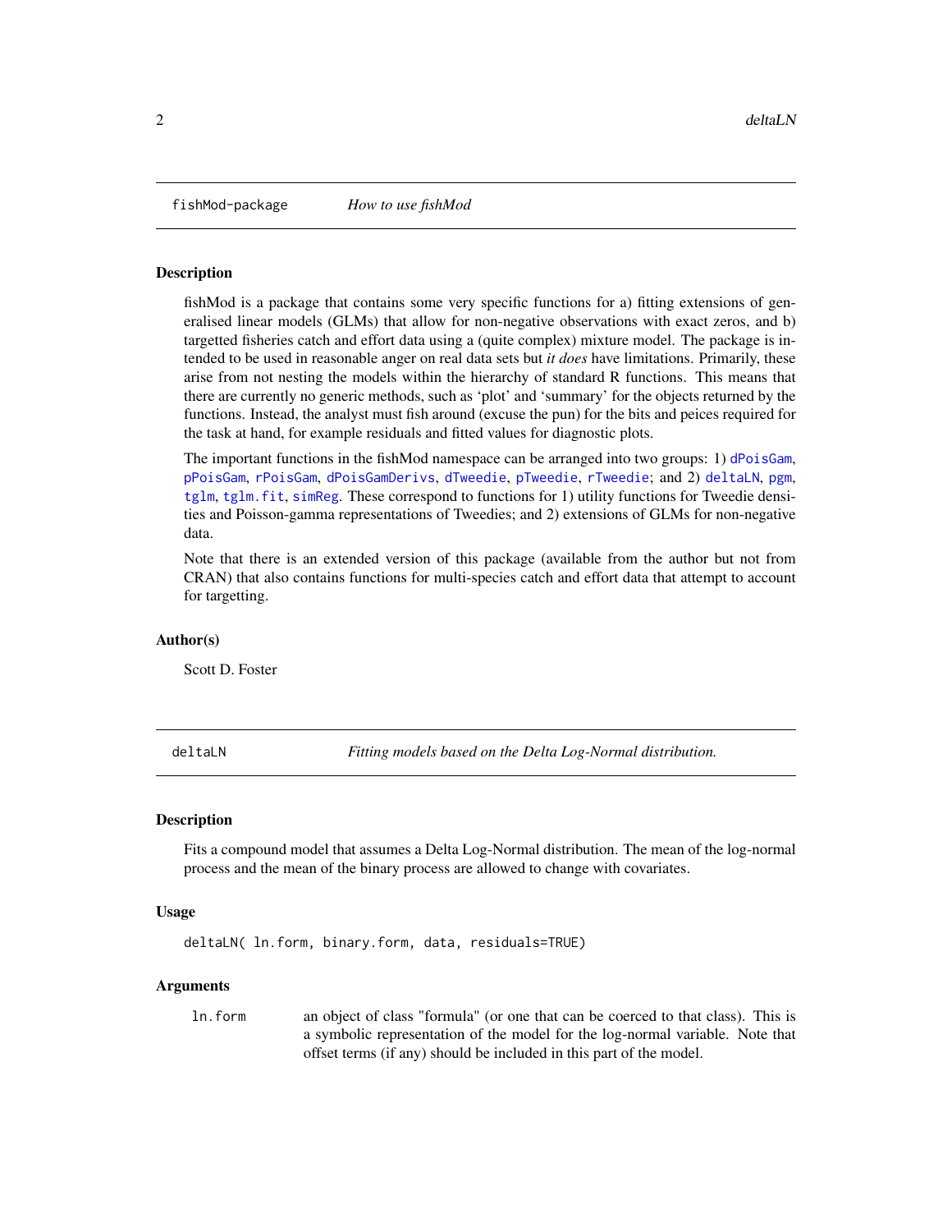## fishMod-package *How to use fishMod*

### Description

fishMod is a package that contains some very specific functions for a) fitting extensions of generalised linear models (GLMs) that allow for non-negative observations with exact zeros, and b) targetted fisheries catch and effort data using a (quite complex) mixture model. The package is intended to be used in reasonable anger on real data sets but *it does* have limitations. Primarily, these arise from not nesting the models within the hierarchy of standard R functions. This means that there are currently no generic methods, such as 'plot' and 'summary' for the objects returned by the functions. Instead, the analyst must fish around (excuse the pun) for the bits and peices required for the task at hand, for example residuals and fitted values for diagnostic plots.

The important functions in the fishMod namespace can be arranged into two groups: 1) `dPoisGam`, `pPoisGam`, `rPoisGam`, `dPoisGamDerivs`, `dTweedie`, `pTweedie`, `rTweedie`; and 2) `deltaLN`, `pgm`, `tglm`, `tglm.fit`, `simReg`. These correspond to functions for 1) utility functions for Tweedie densities and Poisson-gamma representations of Tweedies; and 2) extensions of GLMs for non-negative data.

Note that there is an extended version of this package (available from the author but not from CRAN) that also contains functions for multi-species catch and effort data that attempt to account for targetting.

### Author(s)

Scott D. Foster

## deltaLN *Fitting models based on the Delta Log-Normal distribution.*

### Description

Fits a compound model that assumes a Delta Log-Normal distribution. The mean of the log-normal process and the mean of the binary process are allowed to change with covariates.

### Usage

```
deltaLN( ln.form, binary.form, data, residuals=TRUE)
```

### Arguments

| | |
|---|---|
| ln.form | an object of class "formula" (or one that can be coerced to that class). This is a symbolic representation of the model for the log-normal variable. Note that offset terms (if any) should be included in this part of the model. |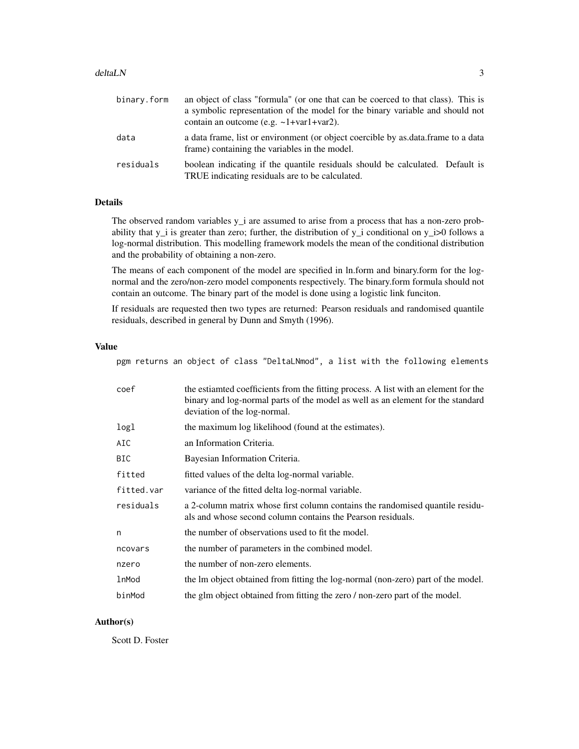binary.form — an object of class "formula" (or one that can be coerced to that class). This is a symbolic representation of the model for the binary variable and should not contain an outcome (e.g. ~1+var1+var2).

data — a data frame, list or environment (or object coercible by as.data.frame to a data frame) containing the variables in the model.

residuals — boolean indicating if the quantile residuals should be calculated. Default is TRUE indicating residuals are to be calculated.

## Details

The observed random variables y_i are assumed to arise from a process that has a non-zero probability that y_i is greater than zero; further, the distribution of y_i conditional on y_i>0 follows a log-normal distribution. This modelling framework models the mean of the conditional distribution and the probability of obtaining a non-zero.

The means of each component of the model are specified in ln.form and binary.form for the log-normal and the zero/non-zero model components respectively. The binary.form formula should not contain an outcome. The binary part of the model is done using a logistic link funciton.

If residuals are requested then two types are returned: Pearson residuals and randomised quantile residuals, described in general by Dunn and Smyth (1996).

## Value

pgm returns an object of class "DeltaLNmod", a list with the following elements

coef — the estiamted coefficients from the fitting process. A list with an element for the binary and log-normal parts of the model as well as an element for the standard deviation of the log-normal.

logl — the maximum log likelihood (found at the estimates).

AIC — an Information Criteria.

BIC — Bayesian Information Criteria.

fitted — fitted values of the delta log-normal variable.

fitted.var — variance of the fitted delta log-normal variable.

residuals — a 2-column matrix whose first column contains the randomised quantile residuals and whose second column contains the Pearson residuals.

n — the number of observations used to fit the model.

ncovars — the number of parameters in the combined model.

nzero — the number of non-zero elements.

lnMod — the lm object obtained from fitting the log-normal (non-zero) part of the model.

binMod — the glm object obtained from fitting the zero / non-zero part of the model.

## Author(s)

Scott D. Foster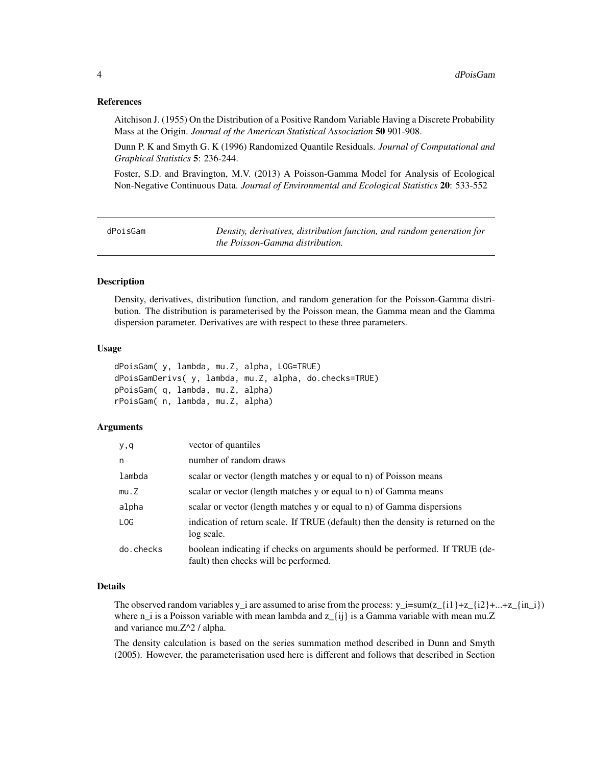## References

Aitchison J. (1955) On the Distribution of a Positive Random Variable Having a Discrete Probability Mass at the Origin. *Journal of the American Statistical Association* **50** 901-908.

Dunn P. K and Smyth G. K (1996) Randomized Quantile Residuals. *Journal of Computational and Graphical Statistics* **5**: 236-244.

Foster, S.D. and Bravington, M.V. (2013) A Poisson-Gamma Model for Analysis of Ecological Non-Negative Continuous Data. *Journal of Environmental and Ecological Statistics* **20**: 533-552

---

# dPoisGam

*Density, derivatives, distribution function, and random generation for the Poisson-Gamma distribution.*

## Description

Density, derivatives, distribution function, and random generation for the Poisson-Gamma distribution. The distribution is parameterised by the Poisson mean, the Gamma mean and the Gamma dispersion parameter. Derivatives are with respect to these three parameters.

## Usage

```
dPoisGam( y, lambda, mu.Z, alpha, LOG=TRUE)
dPoisGamDerivs( y, lambda, mu.Z, alpha, do.checks=TRUE)
pPoisGam( q, lambda, mu.Z, alpha)
rPoisGam( n, lambda, mu.Z, alpha)
```

## Arguments

| | |
|---|---|
| `y,q` | vector of quantiles |
| `n` | number of random draws |
| `lambda` | scalar or vector (length matches y or equal to n) of Poisson means |
| `mu.Z` | scalar or vector (length matches y or equal to n) of Gamma means |
| `alpha` | scalar or vector (length matches y or equal to n) of Gamma dispersions |
| `LOG` | indication of return scale. If TRUE (default) then the density is returned on the log scale. |
| `do.checks` | boolean indicating if checks on arguments should be performed. If TRUE (default) then checks will be performed. |

## Details

The observed random variables y_i are assumed to arise from the process: y_i=sum(z_{i1}+z_{i2}+...+z_{in_i}) where n_i is a Poisson variable with mean lambda and z_{ij} is a Gamma variable with mean mu.Z and variance mu.Z^2 / alpha.

The density calculation is based on the series summation method described in Dunn and Smyth (2005). However, the parameterisation used here is different and follows that described in Section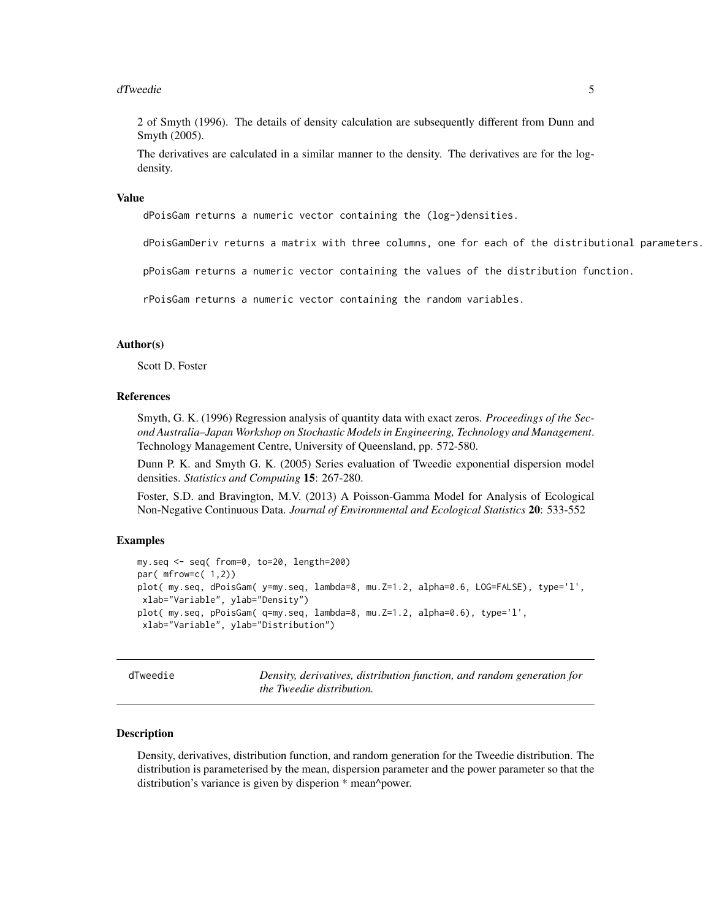2 of Smyth (1996). The details of density calculation are subsequently different from Dunn and Smyth (2005).

The derivatives are calculated in a similar manner to the density. The derivatives are for the log-density.

### Value

dPoisGam returns a numeric vector containing the (log-)densities.

dPoisGamDeriv returns a matrix with three columns, one for each of the distributional parameters.

pPoisGam returns a numeric vector containing the values of the distribution function.

rPoisGam returns a numeric vector containing the random variables.

### Author(s)

Scott D. Foster

### References

Smyth, G. K. (1996) Regression analysis of quantity data with exact zeros. *Proceedings of the Second Australia–Japan Workshop on Stochastic Models in Engineering, Technology and Management*. Technology Management Centre, University of Queensland, pp. 572-580.

Dunn P. K. and Smyth G. K. (2005) Series evaluation of Tweedie exponential dispersion model densities. *Statistics and Computing* **15**: 267-280.

Foster, S.D. and Bravington, M.V. (2013) A Poisson-Gamma Model for Analysis of Ecological Non-Negative Continuous Data. *Journal of Environmental and Ecological Statistics* **20**: 533-552

### Examples

```
my.seq <- seq( from=0, to=20, length=200)
par( mfrow=c( 1,2))
plot( my.seq, dPoisGam( y=my.seq, lambda=8, mu.Z=1.2, alpha=0.6, LOG=FALSE), type='l',
 xlab="Variable", ylab="Density")
plot( my.seq, pPoisGam( q=my.seq, lambda=8, mu.Z=1.2, alpha=0.6), type='l',
 xlab="Variable", ylab="Distribution")
```

---

## dTweedie — *Density, derivatives, distribution function, and random generation for the Tweedie distribution.*

### Description

Density, derivatives, distribution function, and random generation for the Tweedie distribution. The distribution is parameterised by the mean, dispersion parameter and the power parameter so that the distribution's variance is given by disperion * mean^power.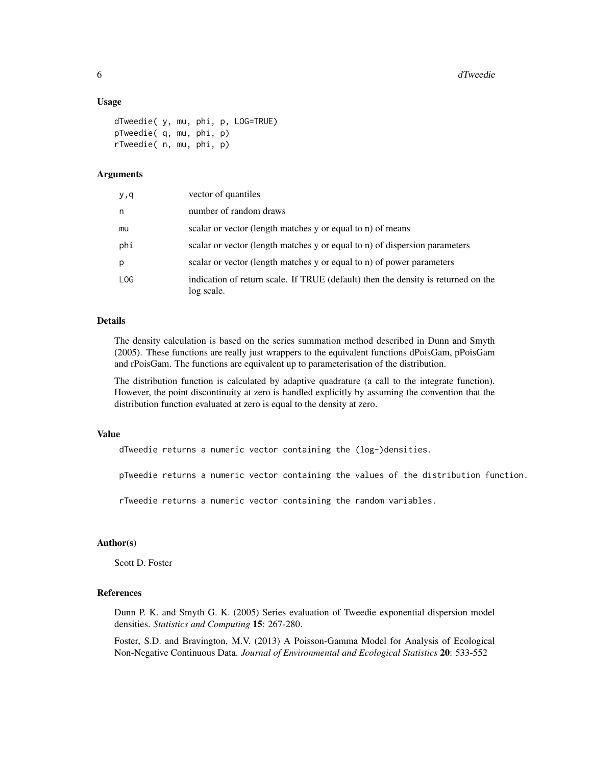## Usage

```
dTweedie( y, mu, phi, p, LOG=TRUE)
pTweedie( q, mu, phi, p)
rTweedie( n, mu, phi, p)
```

## Arguments

| | |
|---|---|
| y,q | vector of quantiles |
| n | number of random draws |
| mu | scalar or vector (length matches y or equal to n) of means |
| phi | scalar or vector (length matches y or equal to n) of dispersion parameters |
| p | scalar or vector (length matches y or equal to n) of power parameters |
| LOG | indication of return scale. If TRUE (default) then the density is returned on the log scale. |

## Details

The density calculation is based on the series summation method described in Dunn and Smyth (2005). These functions are really just wrappers to the equivalent functions dPoisGam, pPoisGam and rPoisGam. The functions are equivalent up to parameterisation of the distribution.

The distribution function is calculated by adaptive quadrature (a call to the integrate function). However, the point discontinuity at zero is handled explicitly by assuming the convention that the distribution function evaluated at zero is equal to the density at zero.

## Value

```
dTweedie returns a numeric vector containing the (log-)densities.

pTweedie returns a numeric vector containing the values of the distribution function.

rTweedie returns a numeric vector containing the random variables.
```

## Author(s)

Scott D. Foster

## References

Dunn P. K. and Smyth G. K. (2005) Series evaluation of Tweedie exponential dispersion model densities. *Statistics and Computing* **15**: 267-280.

Foster, S.D. and Bravington, M.V. (2013) A Poisson-Gamma Model for Analysis of Ecological Non-Negative Continuous Data. *Journal of Environmental and Ecological Statistics* **20**: 533-552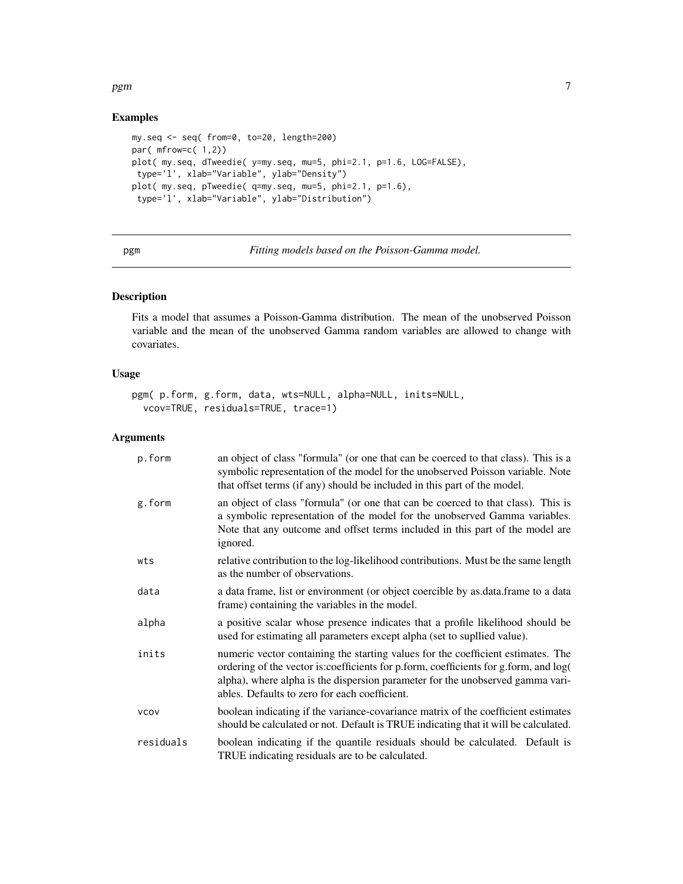## Examples

```
my.seq <- seq( from=0, to=20, length=200)
par( mfrow=c( 1,2))
plot( my.seq, dTweedie( y=my.seq, mu=5, phi=2.1, p=1.6, LOG=FALSE),
 type='l', xlab="Variable", ylab="Density")
plot( my.seq, pTweedie( q=my.seq, mu=5, phi=2.1, p=1.6),
 type='l', xlab="Variable", ylab="Distribution")
```

---

pgm *Fitting models based on the Poisson-Gamma model.*

---

## Description

Fits a model that assumes a Poisson-Gamma distribution. The mean of the unobserved Poisson variable and the mean of the unobserved Gamma random variables are allowed to change with covariates.

## Usage

```
pgm( p.form, g.form, data, wts=NULL, alpha=NULL, inits=NULL,
  vcov=TRUE, residuals=TRUE, trace=1)
```

## Arguments

| | |
|---|---|
| p.form | an object of class "formula" (or one that can be coerced to that class). This is a symbolic representation of the model for the unobserved Poisson variable. Note that offset terms (if any) should be included in this part of the model. |
| g.form | an object of class "formula" (or one that can be coerced to that class). This is a symbolic representation of the model for the unobserved Gamma variables. Note that any outcome and offset terms included in this part of the model are ignored. |
| wts | relative contribution to the log-likelihood contributions. Must be the same length as the number of observations. |
| data | a data frame, list or environment (or object coercible by as.data.frame to a data frame) containing the variables in the model. |
| alpha | a positive scalar whose presence indicates that a profile likelihood should be used for estimating all parameters except alpha (set to supllied value). |
| inits | numeric vector containing the starting values for the coefficient estimates. The ordering of the vector is:coefficients for p.form, coefficients for g.form, and log( alpha), where alpha is the dispersion parameter for the unobserved gamma variables. Defaults to zero for each coefficient. |
| vcov | boolean indicating if the variance-covariance matrix of the coefficient estimates should be calculated or not. Default is TRUE indicating that it will be calculated. |
| residuals | boolean indicating if the quantile residuals should be calculated. Default is TRUE indicating residuals are to be calculated. |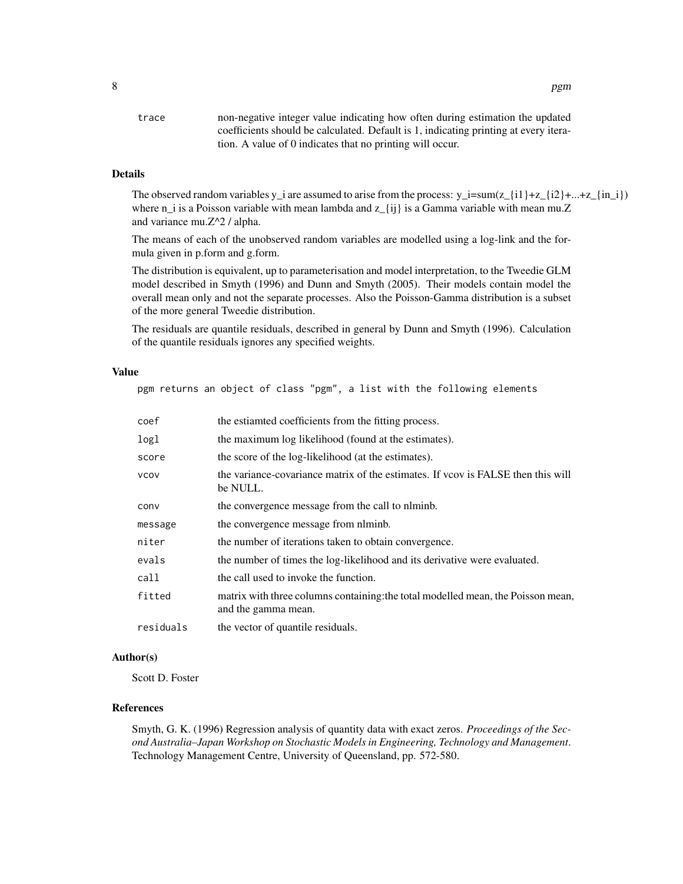| | |
|---|---|
| `trace` | non-negative integer value indicating how often during estimation the updated coefficients should be calculated. Default is 1, indicating printing at every iteration. A value of 0 indicates that no printing will occur. |

### Details

The observed random variables y_i are assumed to arise from the process: y_i=sum(z_{i1}+z_{i2}+...+z_{in_i}) where n_i is a Poisson variable with mean lambda and z_{ij} is a Gamma variable with mean mu.Z and variance mu.Z^2 / alpha.

The means of each of the unobserved random variables are modelled using a log-link and the formula given in p.form and g.form.

The distribution is equivalent, up to parameterisation and model interpretation, to the Tweedie GLM model described in Smyth (1996) and Dunn and Smyth (2005). Their models contain model the overall mean only and not the separate processes. Also the Poisson-Gamma distribution is a subset of the more general Tweedie distribution.

The residuals are quantile residuals, described in general by Dunn and Smyth (1996). Calculation of the quantile residuals ignores any specified weights.

### Value

```
pgm returns an object of class "pgm", a list with the following elements
```

| | |
|---|---|
| `coef` | the estiamted coefficients from the fitting process. |
| `logl` | the maximum log likelihood (found at the estimates). |
| `score` | the score of the log-likelihood (at the estimates). |
| `vcov` | the variance-covariance matrix of the estimates. If vcov is FALSE then this will be NULL. |
| `conv` | the convergence message from the call to nlminb. |
| `message` | the convergence message from nlminb. |
| `niter` | the number of iterations taken to obtain convergence. |
| `evals` | the number of times the log-likelihood and its derivative were evaluated. |
| `call` | the call used to invoke the function. |
| `fitted` | matrix with three columns containing:the total modelled mean, the Poisson mean, and the gamma mean. |
| `residuals` | the vector of quantile residuals. |

### Author(s)

Scott D. Foster

### References

Smyth, G. K. (1996) Regression analysis of quantity data with exact zeros. *Proceedings of the Second Australia–Japan Workshop on Stochastic Models in Engineering, Technology and Management*. Technology Management Centre, University of Queensland, pp. 572-580.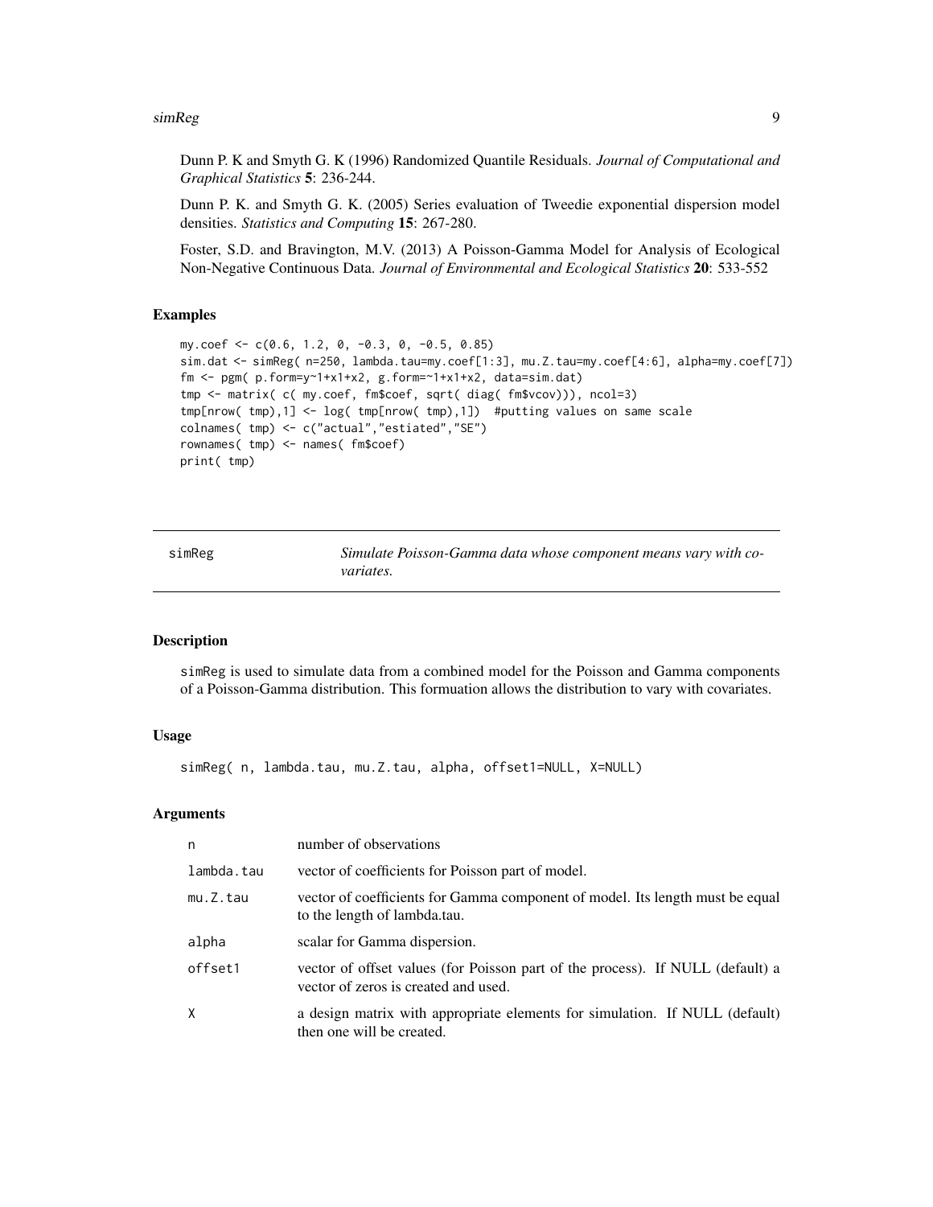Dunn P. K and Smyth G. K (1996) Randomized Quantile Residuals. *Journal of Computational and Graphical Statistics* **5**: 236-244.

Dunn P. K. and Smyth G. K. (2005) Series evaluation of Tweedie exponential dispersion model densities. *Statistics and Computing* **15**: 267-280.

Foster, S.D. and Bravington, M.V. (2013) A Poisson-Gamma Model for Analysis of Ecological Non-Negative Continuous Data. *Journal of Environmental and Ecological Statistics* **20**: 533-552

### Examples

```
my.coef <- c(0.6, 1.2, 0, -0.3, 0, -0.5, 0.85)
sim.dat <- simReg( n=250, lambda.tau=my.coef[1:3], mu.Z.tau=my.coef[4:6], alpha=my.coef[7])
fm <- pgm( p.form=y~1+x1+x2, g.form=~1+x1+x2, data=sim.dat)
tmp <- matrix( c( my.coef, fm$coef, sqrt( diag( fm$vcov))), ncol=3)
tmp[nrow( tmp),1] <- log( tmp[nrow( tmp),1])  #putting values on same scale
colnames( tmp) <- c("actual","estiated","SE")
rownames( tmp) <- names( fm$coef)
print( tmp)
```

---

## simReg — *Simulate Poisson-Gamma data whose component means vary with covariates.*

### Description

simReg is used to simulate data from a combined model for the Poisson and Gamma components of a Poisson-Gamma distribution. This formuation allows the distribution to vary with covariates.

### Usage

```
simReg( n, lambda.tau, mu.Z.tau, alpha, offset1=NULL, X=NULL)
```

### Arguments

| | |
|---|---|
| n | number of observations |
| lambda.tau | vector of coefficients for Poisson part of model. |
| mu.Z.tau | vector of coefficients for Gamma component of model. Its length must be equal to the length of lambda.tau. |
| alpha | scalar for Gamma dispersion. |
| offset1 | vector of offset values (for Poisson part of the process). If NULL (default) a vector of zeros is created and used. |
| X | a design matrix with appropriate elements for simulation. If NULL (default) then one will be created. |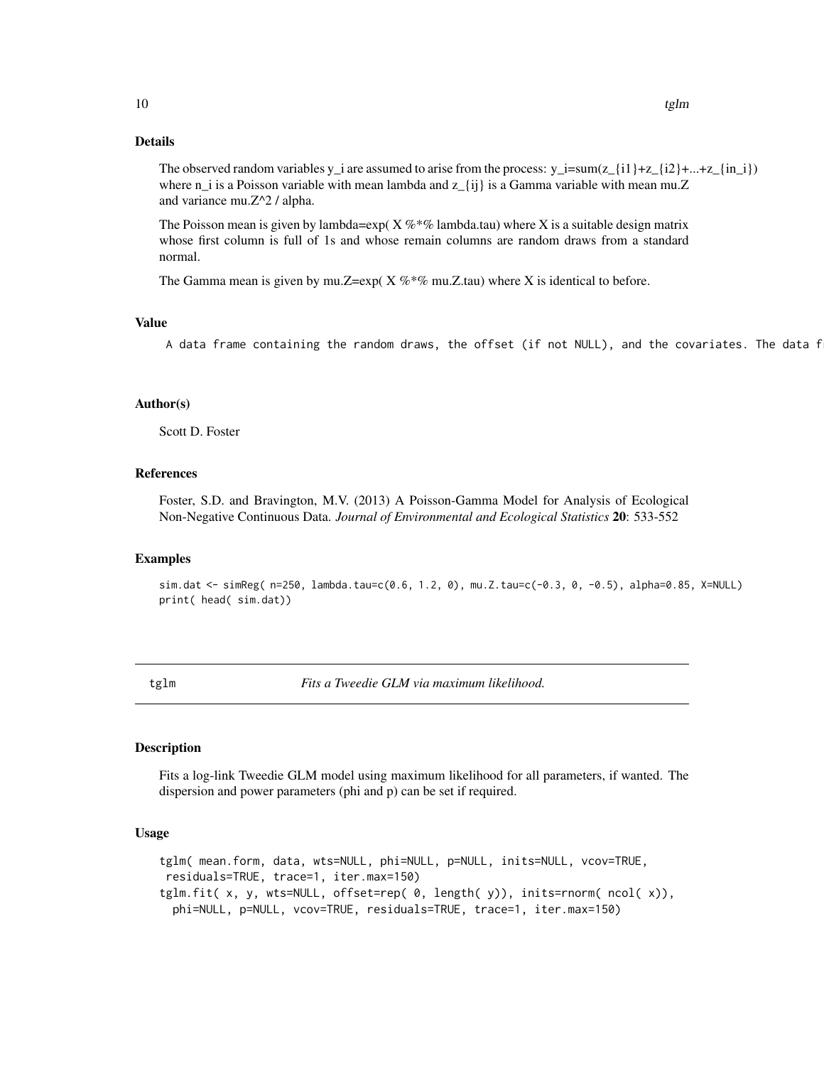### Details

The observed random variables y_i are assumed to arise from the process: y_i=sum(z_{i1}+z_{i2}+...+z_{in_i}) where n_i is a Poisson variable with mean lambda and z_{ij} is a Gamma variable with mean mu.Z and variance mu.Z^2 / alpha.

The Poisson mean is given by lambda=exp( X %*% lambda.tau) where X is a suitable design matrix whose first column is full of 1s and whose remain columns are random draws from a standard normal.

The Gamma mean is given by mu.Z=exp( X %*% mu.Z.tau) where X is identical to before.

### Value

A data frame containing the random draws, the offset (if not NULL), and the covariates. The data f

### Author(s)

Scott D. Foster

### References

Foster, S.D. and Bravington, M.V. (2013) A Poisson-Gamma Model for Analysis of Ecological Non-Negative Continuous Data. *Journal of Environmental and Ecological Statistics* **20**: 533-552

### Examples

```
sim.dat <- simReg( n=250, lambda.tau=c(0.6, 1.2, 0), mu.Z.tau=c(-0.3, 0, -0.5), alpha=0.85, X=NULL)
print( head( sim.dat))
```

---

## tglm *Fits a Tweedie GLM via maximum likelihood.*

---

### Description

Fits a log-link Tweedie GLM model using maximum likelihood for all parameters, if wanted. The dispersion and power parameters (phi and p) can be set if required.

### Usage

```
tglm( mean.form, data, wts=NULL, phi=NULL, p=NULL, inits=NULL, vcov=TRUE,
 residuals=TRUE, trace=1, iter.max=150)
tglm.fit( x, y, wts=NULL, offset=rep( 0, length( y)), inits=rnorm( ncol( x)),
  phi=NULL, p=NULL, vcov=TRUE, residuals=TRUE, trace=1, iter.max=150)
```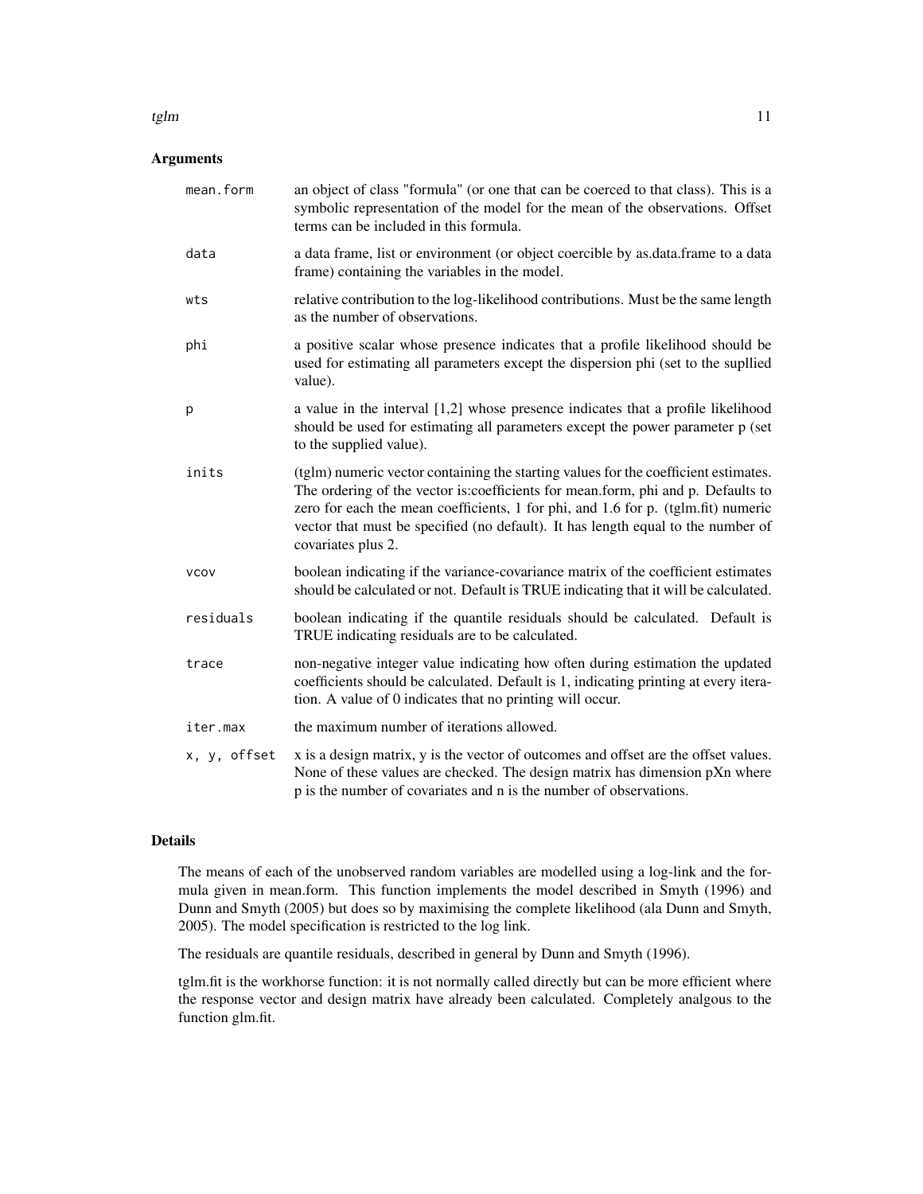## Arguments

| | |
|---|---|
| `mean.form` | an object of class "formula" (or one that can be coerced to that class). This is a symbolic representation of the model for the mean of the observations. Offset terms can be included in this formula. |
| `data` | a data frame, list or environment (or object coercible by as.data.frame to a data frame) containing the variables in the model. |
| `wts` | relative contribution to the log-likelihood contributions. Must be the same length as the number of observations. |
| `phi` | a positive scalar whose presence indicates that a profile likelihood should be used for estimating all parameters except the dispersion phi (set to the supllied value). |
| `p` | a value in the interval [1,2] whose presence indicates that a profile likelihood should be used for estimating all parameters except the power parameter p (set to the supplied value). |
| `inits` | (tglm) numeric vector containing the starting values for the coefficient estimates. The ordering of the vector is:coefficients for mean.form, phi and p. Defaults to zero for each the mean coefficients, 1 for phi, and 1.6 for p. (tglm.fit) numeric vector that must be specified (no default). It has length equal to the number of covariates plus 2. |
| `vcov` | boolean indicating if the variance-covariance matrix of the coefficient estimates should be calculated or not. Default is TRUE indicating that it will be calculated. |
| `residuals` | boolean indicating if the quantile residuals should be calculated. Default is TRUE indicating residuals are to be calculated. |
| `trace` | non-negative integer value indicating how often during estimation the updated coefficients should be calculated. Default is 1, indicating printing at every iteration. A value of 0 indicates that no printing will occur. |
| `iter.max` | the maximum number of iterations allowed. |
| `x, y, offset` | x is a design matrix, y is the vector of outcomes and offset are the offset values. None of these values are checked. The design matrix has dimension pXn where p is the number of covariates and n is the number of observations. |

## Details

The means of each of the unobserved random variables are modelled using a log-link and the formula given in mean.form. This function implements the model described in Smyth (1996) and Dunn and Smyth (2005) but does so by maximising the complete likelihood (ala Dunn and Smyth, 2005). The model specification is restricted to the log link.

The residuals are quantile residuals, described in general by Dunn and Smyth (1996).

tglm.fit is the workhorse function: it is not normally called directly but can be more efficient where the response vector and design matrix have already been calculated. Completely analgous to the function glm.fit.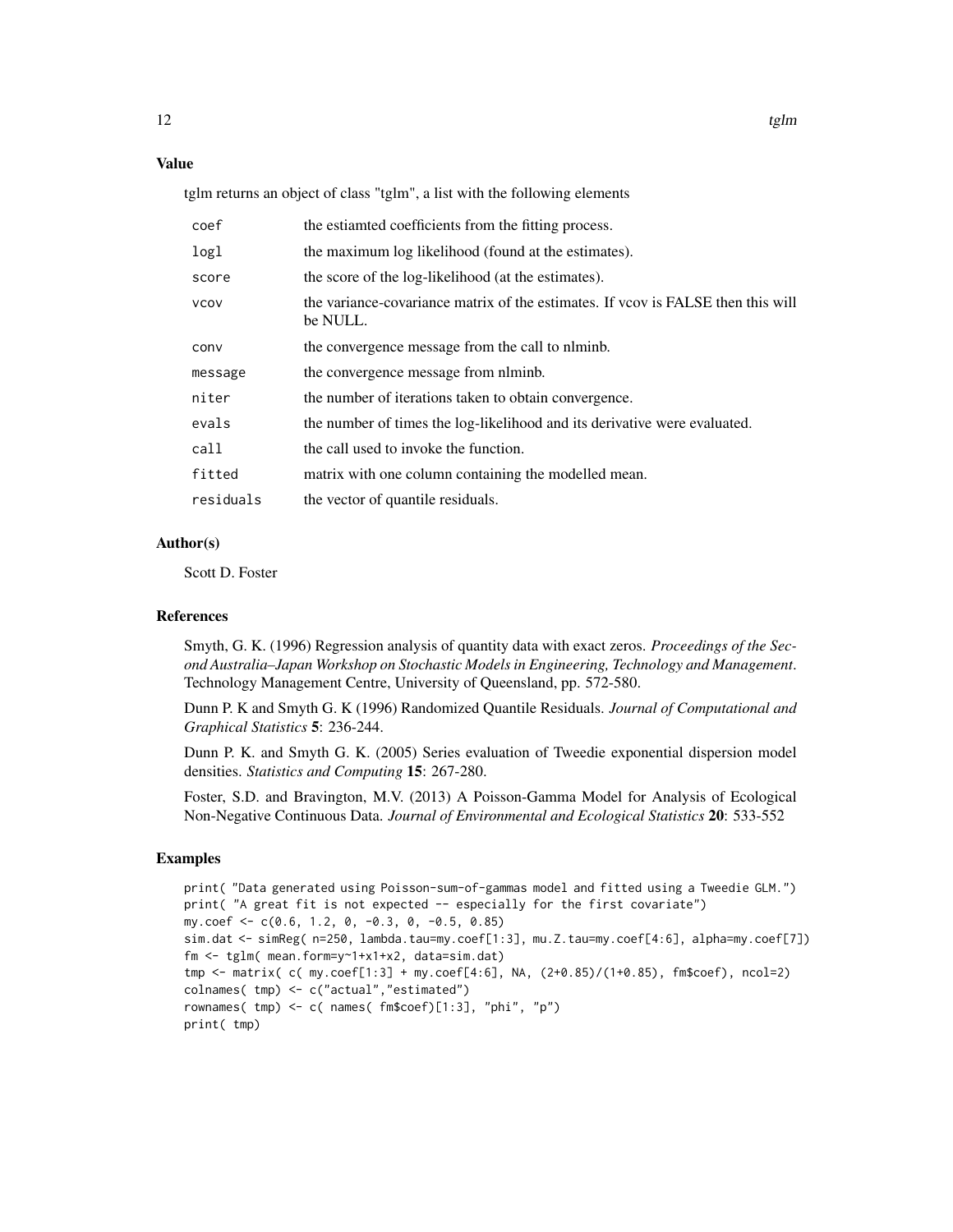## Value

tglm returns an object of class "tglm", a list with the following elements

| | |
|---|---|
| coef | the estiamted coefficients from the fitting process. |
| logl | the maximum log likelihood (found at the estimates). |
| score | the score of the log-likelihood (at the estimates). |
| vcov | the variance-covariance matrix of the estimates. If vcov is FALSE then this will be NULL. |
| conv | the convergence message from the call to nlminb. |
| message | the convergence message from nlminb. |
| niter | the number of iterations taken to obtain convergence. |
| evals | the number of times the log-likelihood and its derivative were evaluated. |
| call | the call used to invoke the function. |
| fitted | matrix with one column containing the modelled mean. |
| residuals | the vector of quantile residuals. |

## Author(s)

Scott D. Foster

## References

Smyth, G. K. (1996) Regression analysis of quantity data with exact zeros. *Proceedings of the Second Australia–Japan Workshop on Stochastic Models in Engineering, Technology and Management*. Technology Management Centre, University of Queensland, pp. 572-580.

Dunn P. K and Smyth G. K (1996) Randomized Quantile Residuals. *Journal of Computational and Graphical Statistics* **5**: 236-244.

Dunn P. K. and Smyth G. K. (2005) Series evaluation of Tweedie exponential dispersion model densities. *Statistics and Computing* **15**: 267-280.

Foster, S.D. and Bravington, M.V. (2013) A Poisson-Gamma Model for Analysis of Ecological Non-Negative Continuous Data. *Journal of Environmental and Ecological Statistics* **20**: 533-552

## Examples

```
print( "Data generated using Poisson-sum-of-gammas model and fitted using a Tweedie GLM.")
print( "A great fit is not expected -- especially for the first covariate")
my.coef <- c(0.6, 1.2, 0, -0.3, 0, -0.5, 0.85)
sim.dat <- simReg( n=250, lambda.tau=my.coef[1:3], mu.Z.tau=my.coef[4:6], alpha=my.coef[7])
fm <- tglm( mean.form=y~1+x1+x2, data=sim.dat)
tmp <- matrix( c( my.coef[1:3] + my.coef[4:6], NA, (2+0.85)/(1+0.85), fm$coef), ncol=2)
colnames( tmp) <- c("actual","estimated")
rownames( tmp) <- c( names( fm$coef)[1:3], "phi", "p")
print( tmp)
```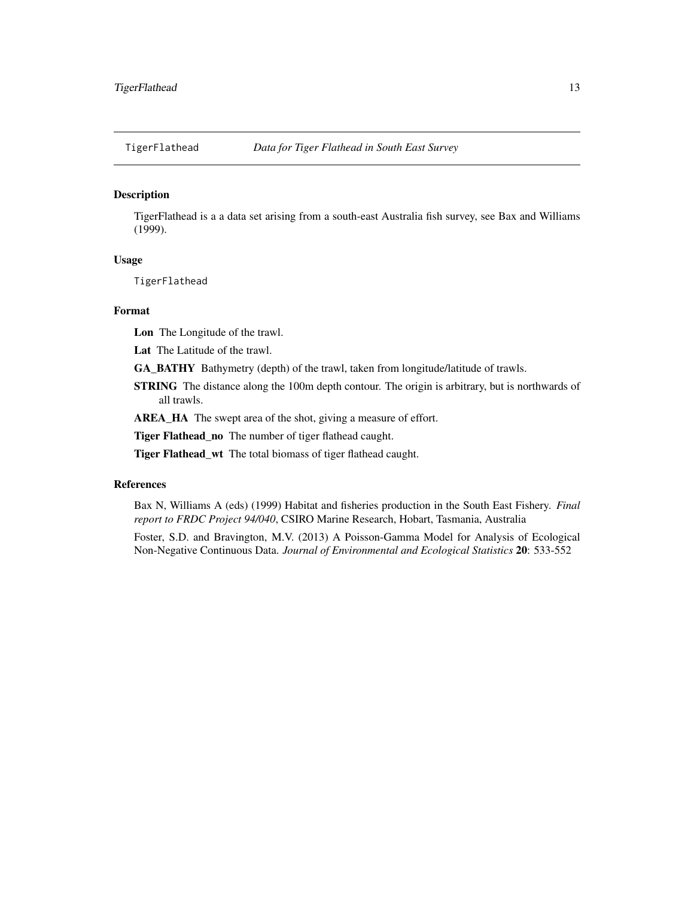TigerFlathead *Data for Tiger Flathead in South East Survey*

### Description

TigerFlathead is a a data set arising from a south-east Australia fish survey, see Bax and Williams (1999).

### Usage

```
TigerFlathead
```

### Format

**Lon** The Longitude of the trawl.

**Lat** The Latitude of the trawl.

**GA_BATHY** Bathymetry (depth) of the trawl, taken from longitude/latitude of trawls.

**STRING** The distance along the 100m depth contour. The origin is arbitrary, but is northwards of all trawls.

**AREA_HA** The swept area of the shot, giving a measure of effort.

**Tiger Flathead_no** The number of tiger flathead caught.

**Tiger Flathead_wt** The total biomass of tiger flathead caught.

### References

Bax N, Williams A (eds) (1999) Habitat and fisheries production in the South East Fishery. *Final report to FRDC Project 94/040*, CSIRO Marine Research, Hobart, Tasmania, Australia

Foster, S.D. and Bravington, M.V. (2013) A Poisson-Gamma Model for Analysis of Ecological Non-Negative Continuous Data. *Journal of Environmental and Ecological Statistics* **20**: 533-552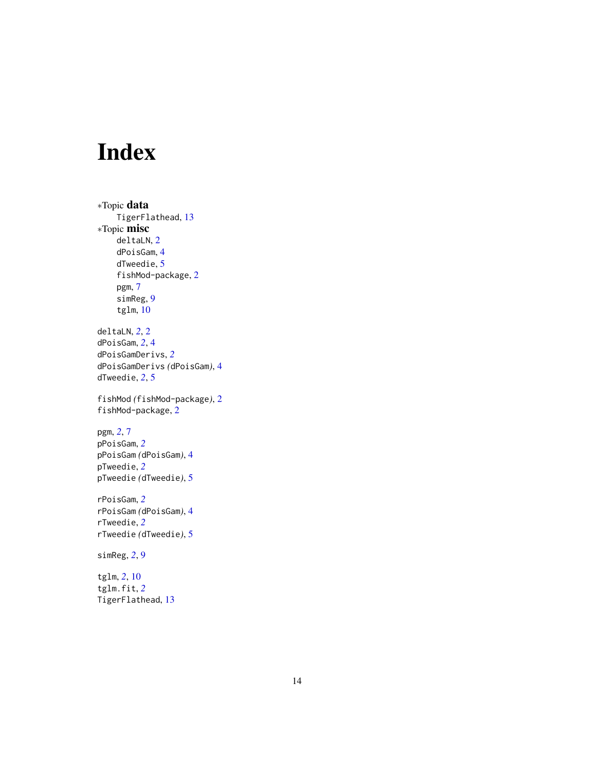# Index

*Topic **data**
    TigerFlathead, 13
*Topic **misc**
    deltaLN, 2
    dPoisGam, 4
    dTweedie, 5
    fishMod-package, 2
    pgm, 7
    simReg, 9
    tglm, 10

deltaLN, *2*, 2
dPoisGam, *2*, 4
dPoisGamDerivs, *2*
dPoisGamDerivs *(*dPoisGam*)*, 4
dTweedie, *2*, 5

fishMod *(*fishMod-package*)*, 2
fishMod-package, 2

pgm, *2*, 7
pPoisGam, *2*
pPoisGam *(*dPoisGam*)*, 4
pTweedie, *2*
pTweedie *(*dTweedie*)*, 5

rPoisGam, *2*
rPoisGam *(*dPoisGam*)*, 4
rTweedie, *2*
rTweedie *(*dTweedie*)*, 5

simReg, *2*, 9

tglm, *2*, 10
tglm.fit, *2*
TigerFlathead, 13